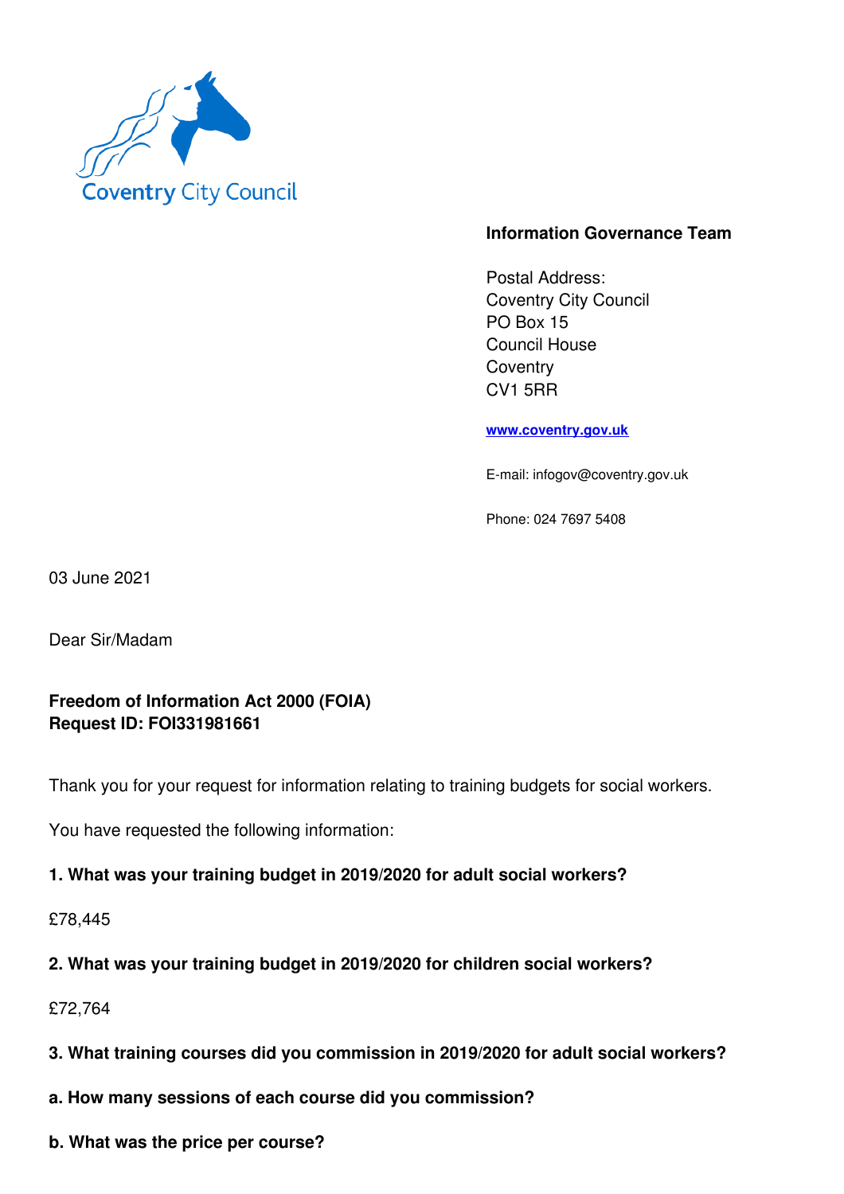Coventry City Council

**Information Governance Team**

Postal Address:
Coventry City Council
PO Box 15
Council House
Coventry
CV1 5RR

**www.coventry.gov.uk**

E-mail: infogov@coventry.gov.uk

Phone: 024 7697 5408

03 June 2021

Dear Sir/Madam

**Freedom of Information Act 2000 (FOIA)**
**Request ID: FOI331981661**

Thank you for your request for information relating to training budgets for social workers.

You have requested the following information:

**1. What was your training budget in 2019/2020 for adult social workers?**

£78,445

**2. What was your training budget in 2019/2020 for children social workers?**

£72,764

**3. What training courses did you commission in 2019/2020 for adult social workers?**

**a. How many sessions of each course did you commission?**

**b. What was the price per course?**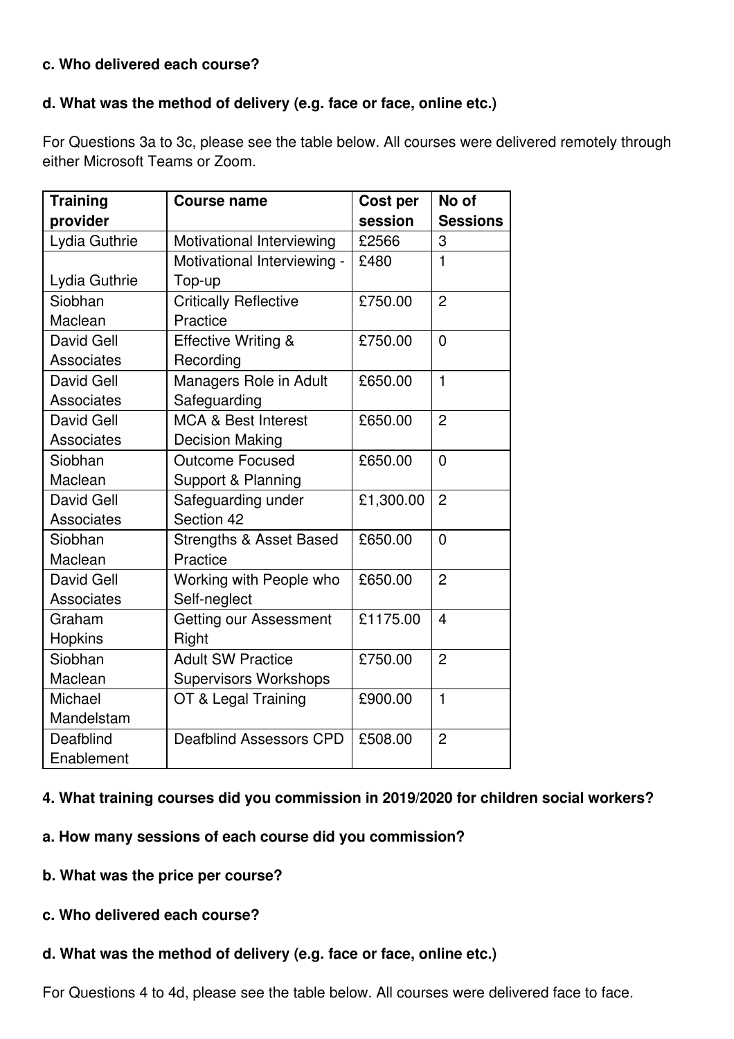**c. Who delivered each course?**

**d. What was the method of delivery (e.g. face or face, online etc.)**

For Questions 3a to 3c, please see the table below. All courses were delivered remotely through either Microsoft Teams or Zoom.

| Training provider | Course name | Cost per session | No of Sessions |
|---|---|---|---|
| Lydia Guthrie | Motivational Interviewing | £2566 | 3 |
| Lydia Guthrie | Motivational Interviewing - Top-up | £480 | 1 |
| Siobhan Maclean | Critically Reflective Practice | £750.00 | 2 |
| David Gell Associates | Effective Writing & Recording | £750.00 | 0 |
| David Gell Associates | Managers Role in Adult Safeguarding | £650.00 | 1 |
| David Gell Associates | MCA & Best Interest Decision Making | £650.00 | 2 |
| Siobhan Maclean | Outcome Focused Support & Planning | £650.00 | 0 |
| David Gell Associates | Safeguarding under Section 42 | £1,300.00 | 2 |
| Siobhan Maclean | Strengths & Asset Based Practice | £650.00 | 0 |
| David Gell Associates | Working with People who Self-neglect | £650.00 | 2 |
| Graham Hopkins | Getting our Assessment Right | £1175.00 | 4 |
| Siobhan Maclean | Adult SW Practice Supervisors Workshops | £750.00 | 2 |
| Michael Mandelstam | OT & Legal Training | £900.00 | 1 |
| Deafblind Enablement | Deafblind Assessors CPD | £508.00 | 2 |

**4. What training courses did you commission in 2019/2020 for children social workers?**

**a. How many sessions of each course did you commission?**

**b. What was the price per course?**

**c. Who delivered each course?**

**d. What was the method of delivery (e.g. face or face, online etc.)**

For Questions 4 to 4d, please see the table below. All courses were delivered face to face.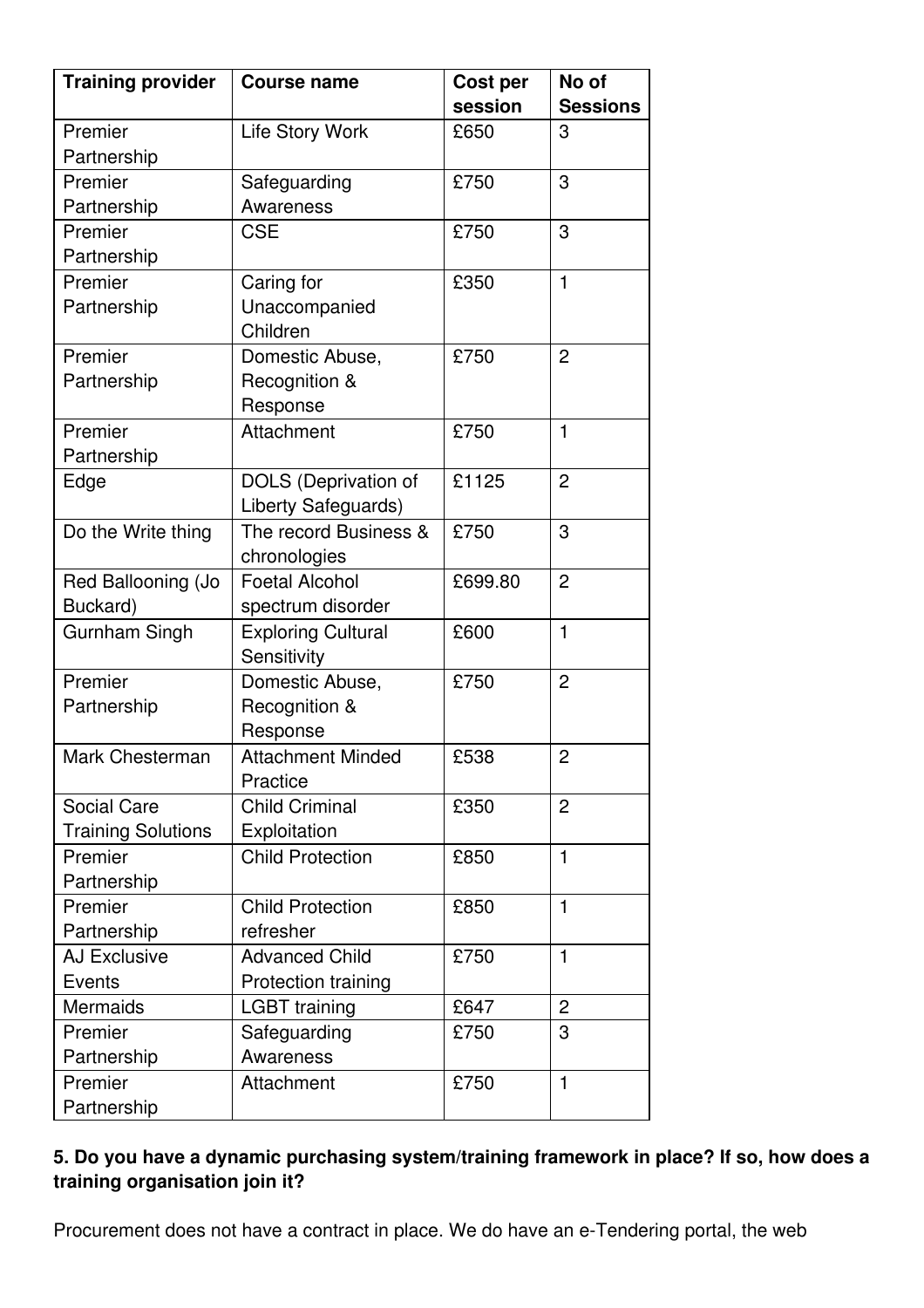| Training provider | Course name | Cost per session | No of Sessions |
|---|---|---|---|
| Premier Partnership | Life Story Work | £650 | 3 |
| Premier Partnership | Safeguarding Awareness | £750 | 3 |
| Premier Partnership | CSE | £750 | 3 |
| Premier Partnership | Caring for Unaccompanied Children | £350 | 1 |
| Premier Partnership | Domestic Abuse, Recognition & Response | £750 | 2 |
| Premier Partnership | Attachment | £750 | 1 |
| Edge | DOLS (Deprivation of Liberty Safeguards) | £1125 | 2 |
| Do the Write thing | The record Business & chronologies | £750 | 3 |
| Red Ballooning (Jo Buckard) | Foetal Alcohol spectrum disorder | £699.80 | 2 |
| Gurnham Singh | Exploring Cultural Sensitivity | £600 | 1 |
| Premier Partnership | Domestic Abuse, Recognition & Response | £750 | 2 |
| Mark Chesterman | Attachment Minded Practice | £538 | 2 |
| Social Care Training Solutions | Child Criminal Exploitation | £350 | 2 |
| Premier Partnership | Child Protection | £850 | 1 |
| Premier Partnership | Child Protection refresher | £850 | 1 |
| AJ Exclusive Events | Advanced Child Protection training | £750 | 1 |
| Mermaids | LGBT training | £647 | 2 |
| Premier Partnership | Safeguarding Awareness | £750 | 3 |
| Premier Partnership | Attachment | £750 | 1 |

**5. Do you have a dynamic purchasing system/training framework in place? If so, how does a training organisation join it?**

Procurement does not have a contract in place. We do have an e-Tendering portal, the web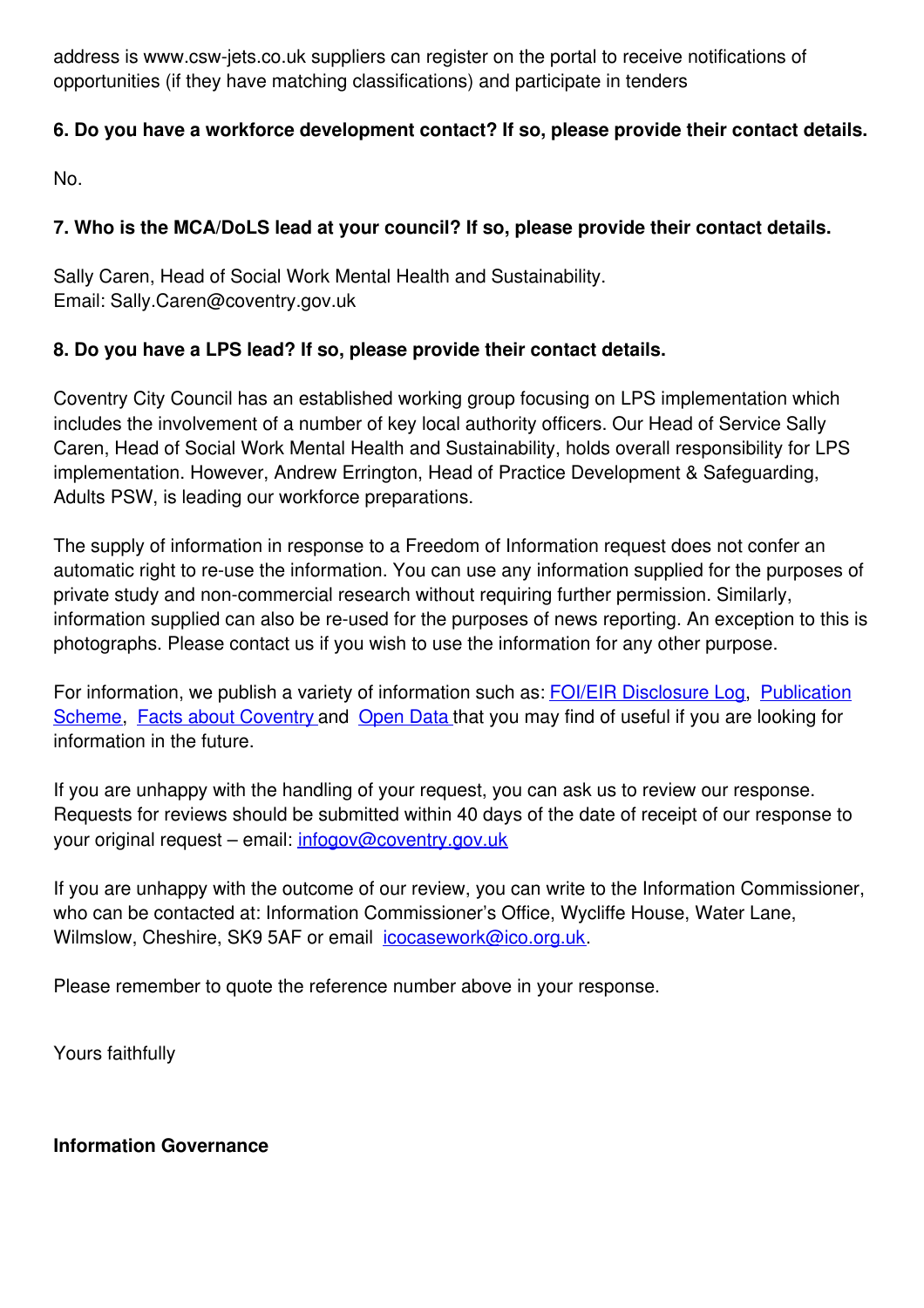address is www.csw-jets.co.uk suppliers can register on the portal to receive notifications of opportunities (if they have matching classifications) and participate in tenders

**6. Do you have a workforce development contact? If so, please provide their contact details.**

No.

**7. Who is the MCA/DoLS lead at your council? If so, please provide their contact details.**

Sally Caren, Head of Social Work Mental Health and Sustainability.
Email: Sally.Caren@coventry.gov.uk

**8. Do you have a LPS lead? If so, please provide their contact details.**

Coventry City Council has an established working group focusing on LPS implementation which includes the involvement of a number of key local authority officers. Our Head of Service Sally Caren, Head of Social Work Mental Health and Sustainability, holds overall responsibility for LPS implementation. However, Andrew Errington, Head of Practice Development & Safeguarding, Adults PSW, is leading our workforce preparations.

The supply of information in response to a Freedom of Information request does not confer an automatic right to re-use the information. You can use any information supplied for the purposes of private study and non-commercial research without requiring further permission. Similarly, information supplied can also be re-used for the purposes of news reporting. An exception to this is photographs. Please contact us if you wish to use the information for any other purpose.

For information, we publish a variety of information such as: FOI/EIR Disclosure Log, Publication Scheme, Facts about Coventry and Open Data that you may find of useful if you are looking for information in the future.

If you are unhappy with the handling of your request, you can ask us to review our response. Requests for reviews should be submitted within 40 days of the date of receipt of our response to your original request – email: infogov@coventry.gov.uk

If you are unhappy with the outcome of our review, you can write to the Information Commissioner, who can be contacted at: Information Commissioner's Office, Wycliffe House, Water Lane, Wilmslow, Cheshire, SK9 5AF or email icocasework@ico.org.uk.

Please remember to quote the reference number above in your response.

Yours faithfully

**Information Governance**